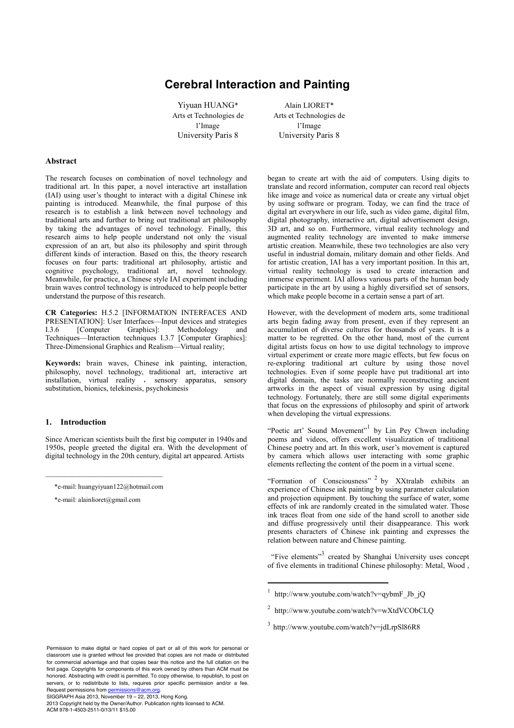# Cerebral Interaction and Painting

Yiyuan HUANG*
Arts et Technologies de l'Image
University Paris 8

Alain LIORET*
Arts et Technologies de l'Image
University Paris 8

## Abstract

The research focuses on combination of novel technology and traditional art. In this paper, a novel interactive art installation (IAI) using user's thought to interact with a digital Chinese ink painting is introduced. Meanwhile, the final purpose of this research is to establish a link between novel technology and traditional arts and further to bring out traditional art philosophy by taking the advantages of novel technology. Finally, this research aims to help people understand not only the visual expression of an art, but also its philosophy and spirit through different kinds of interaction. Based on this, the theory research focuses on four parts: traditional art philosophy, artistic and cognitive psychology, traditional art, novel technology. Meanwhile, for practice, a Chinese style IAI experiment including brain waves control technology is introduced to help people better understand the purpose of this research.

**CR Categories:** H.5.2 [INFORMATION INTERFACES AND PRESENTATION]: User Interfaces—Input devices and strategies I.3.6 [Computer Graphics]: Methodology and Techniques—Interaction techniques I.3.7 [Computer Graphics]: Three-Dimensional Graphics and Realism—Virtual reality;

**Keywords:** brain waves, Chinese ink painting, interaction, philosophy, novel technology, traditional art, interactive art installation, virtual reality , sensory apparatus, sensory substitution, bionics, telekinesis, psychokinesis

## 1. Introduction

Since American scientists built the first big computer in 1940s and 1950s, people greeted the digital era. With the development of digital technology in the 20th century, digital art appeared. Artists began to create art with the aid of computers. Using digits to translate and record information, computer can record real objects like image and voice as numerical data or create any virtual objet by using software or program. Today, we can find the trace of digital art everywhere in our life, such as video game, digital film, digital photography, interactive art, digital advertisement design, 3D art, and so on. Furthermore, virtual reality technology and augmented reality technology are invented to make immerse artistic creation. Meanwhile, these two technologies are also very useful in industrial domain, military domain and other fields. And for artistic creation, IAI has a very important position. In this art, virtual reality technology is used to create interaction and immerse experiment. IAI allows various parts of the human body participate in the art by using a highly diversified set of sensors, which make people become in a certain sense a part of art.

However, with the development of modern arts, some traditional arts begin fading away from present, even if they represent an accumulation of diverse cultures for thousands of years. It is a matter to be regretted. On the other hand, most of the current digital artists focus on how to use digital technology to improve virtual experiment or create more magic effects, but few focus on re-exploring traditional art culture by using those novel technologies. Even if some people have put traditional art into digital domain, the tasks are normally reconstructing ancient artworks in the aspect of visual expression by using digital technology. Fortunately, there are still some digital experiments that focus on the expressions of philosophy and spirit of artwork when developing the virtual expressions.

"Poetic art' Sound Movement"[1] by Lin Pey Chwen including poems and videos, offers excellent visualization of traditional Chinese poetry and art. In this work, user's movement is captured by camera which allows user interacting with some graphic elements reflecting the content of the poem in a virtual scene.

"Formation of Consciousness" [2] by XXtralab exhibits an experience of Chinese ink painting by using parameter calculation and projection equipment. By touching the surface of water, some effects of ink are randomly created in the simulated water. Those ink traces float from one side of the hand scroll to another side and diffuse progressively until their disappearance. This work presents characters of Chinese ink painting and expresses the relation between nature and Chinese painting.

"Five elements"[3] created by Shanghai University uses concept of five elements in traditional Chinese philosophy: Metal, Wood ,

---

*e-mail: huangyiyuan122@hotmail.com

*e-mail: alainlioret@gmail.com

[1] http://www.youtube.com/watch?v=qybmF_Jb_jQ

[2] http://www.youtube.com/watch?v=wXtdVCObCLQ

[3] http://www.youtube.com/watch?v=jdLrpSl86R8

Permission to make digital or hard copies of part or all of this work for personal or classroom use is granted without fee provided that copies are not made or distributed for commercial advantage and that copies bear this notice and the full citation on the first page. Copyrights for components of this work owned by others than ACM must be honored. Abstracting with credit is permitted. To copy otherwise, to republish, to post on servers, or to redistribute to lists, requires prior specific permission and/or a fee. Request permissions from permissions@acm.org.
SIGGRAPH Asia 2013, November 19 – 22, 2013, Hong Kong.
2013 Copyright held by the Owner/Author. Publication rights licensed to ACM.
ACM 978-1-4503-2511-0/13/11 $15.00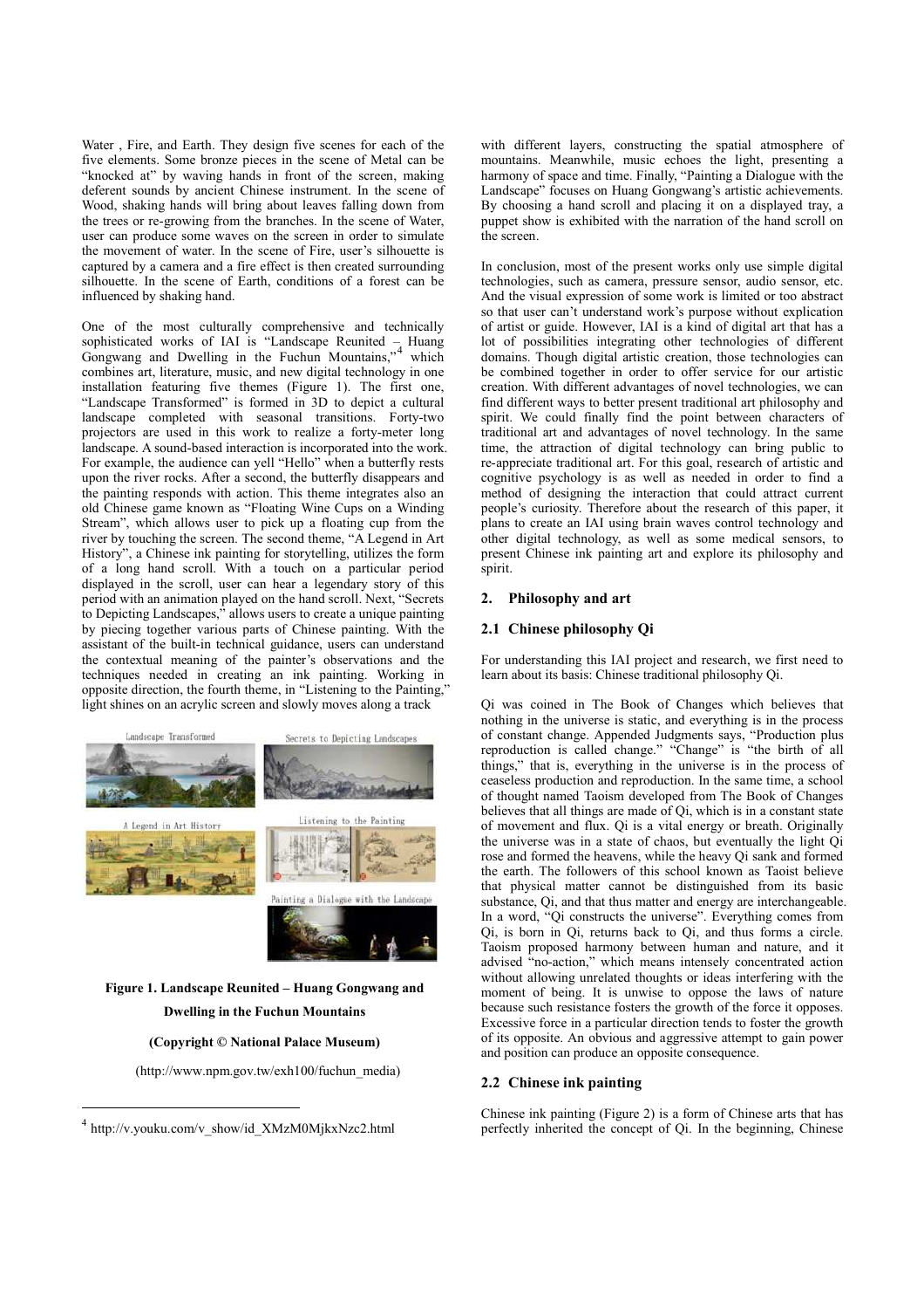Water , Fire, and Earth. They design five scenes for each of the five elements. Some bronze pieces in the scene of Metal can be "knocked at" by waving hands in front of the screen, making deferent sounds by ancient Chinese instrument. In the scene of Wood, shaking hands will bring about leaves falling down from the trees or re-growing from the branches. In the scene of Water, user can produce some waves on the screen in order to simulate the movement of water. In the scene of Fire, user's silhouette is captured by a camera and a fire effect is then created surrounding silhouette. In the scene of Earth, conditions of a forest can be influenced by shaking hand.

One of the most culturally comprehensive and technically sophisticated works of IAI is "Landscape Reunited – Huang Gongwang and Dwelling in the Fuchun Mountains,"[4] which combines art, literature, music, and new digital technology in one installation featuring five themes (Figure 1). The first one, "Landscape Transformed" is formed in 3D to depict a cultural landscape completed with seasonal transitions. Forty-two projectors are used in this work to realize a forty-meter long landscape. A sound-based interaction is incorporated into the work. For example, the audience can yell "Hello" when a butterfly rests upon the river rocks. After a second, the butterfly disappears and the painting responds with action. This theme integrates also an old Chinese game known as "Floating Wine Cups on a Winding Stream", which allows user to pick up a floating cup from the river by touching the screen. The second theme, "A Legend in Art History", a Chinese ink painting for storytelling, utilizes the form of a long hand scroll. With a touch on a particular period displayed in the scroll, user can hear a legendary story of this period with an animation played on the hand scroll. Next, "Secrets to Depicting Landscapes," allows users to create a unique painting by piecing together various parts of Chinese painting. With the assistant of the built-in technical guidance, users can understand the contextual meaning of the painter's observations and the techniques needed in creating an ink painting. Working in opposite direction, the fourth theme, in "Listening to the Painting," light shines on an acrylic screen and slowly moves along a track

**Figure 1. Landscape Reunited – Huang Gongwang and Dwelling in the Fuchun Mountains**

**(Copyright © National Palace Museum)**

(http://www.npm.gov.tw/exh100/fuchun_media)

with different layers, constructing the spatial atmosphere of mountains. Meanwhile, music echoes the light, presenting a harmony of space and time. Finally, "Painting a Dialogue with the Landscape" focuses on Huang Gongwang's artistic achievements. By choosing a hand scroll and placing it on a displayed tray, a puppet show is exhibited with the narration of the hand scroll on the screen.

In conclusion, most of the present works only use simple digital technologies, such as camera, pressure sensor, audio sensor, etc. And the visual expression of some work is limited or too abstract so that user can't understand work's purpose without explication of artist or guide. However, IAI is a kind of digital art that has a lot of possibilities integrating other technologies of different domains. Though digital artistic creation, those technologies can be combined together in order to offer service for our artistic creation. With different advantages of novel technologies, we can find different ways to better present traditional art philosophy and spirit. We could finally find the point between characters of traditional art and advantages of novel technology. In the same time, the attraction of digital technology can bring public to re-appreciate traditional art. For this goal, research of artistic and cognitive psychology is as well as needed in order to find a method of designing the interaction that could attract current people's curiosity. Therefore about the research of this paper, it plans to create an IAI using brain waves control technology and other digital technology, as well as some medical sensors, to present Chinese ink painting art and explore its philosophy and spirit.

## 2. Philosophy and art

### 2.1 Chinese philosophy Qi

For understanding this IAI project and research, we first need to learn about its basis: Chinese traditional philosophy Qi.

Qi was coined in The Book of Changes which believes that nothing in the universe is static, and everything is in the process of constant change. Appended Judgments says, "Production plus reproduction is called change." "Change" is "the birth of all things," that is, everything in the universe is in the process of ceaseless production and reproduction. In the same time, a school of thought named Taoism developed from The Book of Changes believes that all things are made of Qi, which is in a constant state of movement and flux. Qi is a vital energy or breath. Originally the universe was in a state of chaos, but eventually the light Qi rose and formed the heavens, while the heavy Qi sank and formed the earth. The followers of this school known as Taoist believe that physical matter cannot be distinguished from its basic substance, Qi, and that thus matter and energy are interchangeable. In a word, "Qi constructs the universe". Everything comes from Qi, is born in Qi, returns back to Qi, and thus forms a circle. Taoism proposed harmony between human and nature, and it advised "no-action," which means intensely concentrated action without allowing unrelated thoughts or ideas interfering with the moment of being. It is unwise to oppose the laws of nature because such resistance fosters the growth of the force it opposes. Excessive force in a particular direction tends to foster the growth of its opposite. An obvious and aggressive attempt to gain power and position can produce an opposite consequence.

### 2.2 Chinese ink painting

Chinese ink painting (Figure 2) is a form of Chinese arts that has perfectly inherited the concept of Qi. In the beginning, Chinese

[4] http://v.youku.com/v_show/id_XMzM0MjkxNzc2.html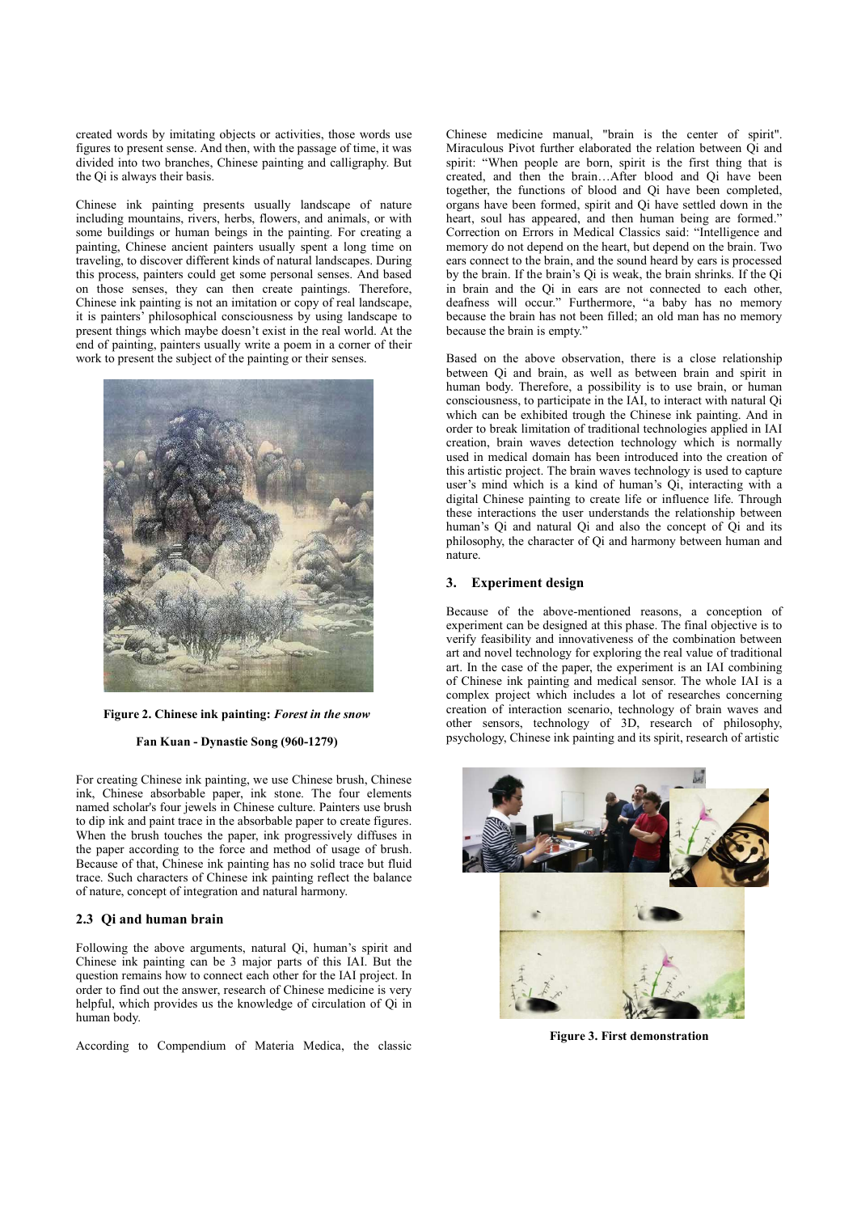created words by imitating objects or activities, those words use figures to present sense. And then, with the passage of time, it was divided into two branches, Chinese painting and calligraphy. But the Qi is always their basis.

Chinese ink painting presents usually landscape of nature including mountains, rivers, herbs, flowers, and animals, or with some buildings or human beings in the painting. For creating a painting, Chinese ancient painters usually spent a long time on traveling, to discover different kinds of natural landscapes. During this process, painters could get some personal senses. And based on those senses, they can then create paintings. Therefore, Chinese ink painting is not an imitation or copy of real landscape, it is painters' philosophical consciousness by using landscape to present things which maybe doesn't exist in the real world. At the end of painting, painters usually write a poem in a corner of their work to present the subject of the painting or their senses.

**Figure 2. Chinese ink painting:** ***Forest in the snow***

**Fan Kuan - Dynastie Song (960-1279)**

For creating Chinese ink painting, we use Chinese brush, Chinese ink, Chinese absorbable paper, ink stone. The four elements named scholar's four jewels in Chinese culture. Painters use brush to dip ink and paint trace in the absorbable paper to create figures. When the brush touches the paper, ink progressively diffuses in the paper according to the force and method of usage of brush. Because of that, Chinese ink painting has no solid trace but fluid trace. Such characters of Chinese ink painting reflect the balance of nature, concept of integration and natural harmony.

### 2.3 Qi and human brain

Following the above arguments, natural Qi, human's spirit and Chinese ink painting can be 3 major parts of this IAI. But the question remains how to connect each other for the IAI project. In order to find out the answer, research of Chinese medicine is very helpful, which provides us the knowledge of circulation of Qi in human body.

According to Compendium of Materia Medica, the classic Chinese medicine manual, "brain is the center of spirit". Miraculous Pivot further elaborated the relation between Qi and spirit: "When people are born, spirit is the first thing that is created, and then the brain…After blood and Qi have been together, the functions of blood and Qi have been completed, organs have been formed, spirit and Qi have settled down in the heart, soul has appeared, and then human being are formed." Correction on Errors in Medical Classics said: "Intelligence and memory do not depend on the heart, but depend on the brain. Two ears connect to the brain, and the sound heard by ears is processed by the brain. If the brain's Qi is weak, the brain shrinks. If the Qi in brain and the Qi in ears are not connected to each other, deafness will occur." Furthermore, "a baby has no memory because the brain has not been filled; an old man has no memory because the brain is empty."

Based on the above observation, there is a close relationship between Qi and brain, as well as between brain and spirit in human body. Therefore, a possibility is to use brain, or human consciousness, to participate in the IAI, to interact with natural Qi which can be exhibited trough the Chinese ink painting. And in order to break limitation of traditional technologies applied in IAI creation, brain waves detection technology which is normally used in medical domain has been introduced into the creation of this artistic project. The brain waves technology is used to capture user's mind which is a kind of human's Qi, interacting with a digital Chinese painting to create life or influence life. Through these interactions the user understands the relationship between human's Qi and natural Qi and also the concept of Qi and its philosophy, the character of Qi and harmony between human and nature.

## 3. Experiment design

Because of the above-mentioned reasons, a conception of experiment can be designed at this phase. The final objective is to verify feasibility and innovativeness of the combination between art and novel technology for exploring the real value of traditional art. In the case of the paper, the experiment is an IAI combining of Chinese ink painting and medical sensor. The whole IAI is a complex project which includes a lot of researches concerning creation of interaction scenario, technology of brain waves and other sensors, technology of 3D, research of philosophy, psychology, Chinese ink painting and its spirit, research of artistic

**Figure 3. First demonstration**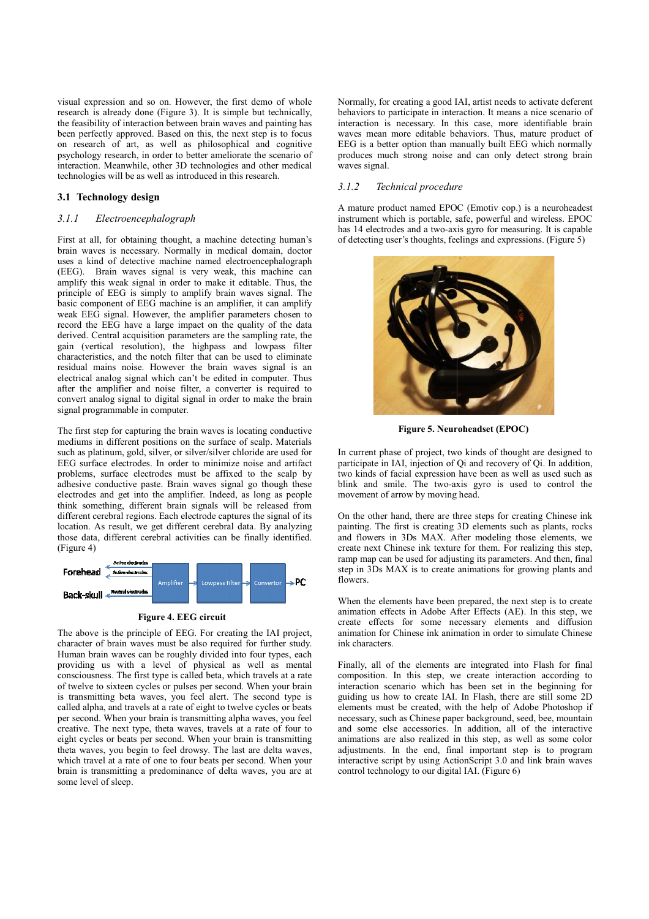visual expression and so on. However, the first demo of whole research is already done (Figure 3). It is simple but technically, the feasibility of interaction between brain waves and painting has been perfectly approved. Based on this, the next step is to focus on research of art, as well as philosophical and cognitive psychology research, in order to better ameliorate the scenario of interaction. Meanwhile, other 3D technologies and other medical technologies will be as well as introduced in this research.

## 3.1 Technology design

### *3.1.1 Electroencephalograph*

First at all, for obtaining thought, a machine detecting human's brain waves is necessary. Normally in medical domain, doctor uses a kind of detective machine named electroencephalograph (EEG). Brain waves signal is very weak, this machine can amplify this weak signal in order to make it editable. Thus, the principle of EEG is simply to amplify brain waves signal. The basic component of EEG machine is an amplifier, it can amplify weak EEG signal. However, the amplifier parameters chosen to record the EEG have a large impact on the quality of the data derived. Central acquisition parameters are the sampling rate, the gain (vertical resolution), the highpass and lowpass filter characteristics, and the notch filter that can be used to eliminate residual mains noise. However the brain waves signal is an electrical analog signal which can't be edited in computer. Thus after the amplifier and noise filter, a converter is required to convert analog signal to digital signal in order to make the brain signal programmable in computer.

The first step for capturing the brain waves is locating conductive mediums in different positions on the surface of scalp. Materials such as platinum, gold, silver, or silver/silver chloride are used for EEG surface electrodes. In order to minimize noise and artifact problems, surface electrodes must be affixed to the scalp by adhesive conductive paste. Brain waves signal go though these electrodes and get into the amplifier. Indeed, as long as people think something, different brain signals will be released from different cerebral regions. Each electrode captures the signal of its location. As result, we get different cerebral data. By analyzing those data, different cerebral activities can be finally identified. (Figure 4)

Forehead — Active electrodes / Active electrodes; Back-skull — Neutral electrodes → Amplifier → Lowpass Filter → Convertor → PC

**Figure 4. EEG circuit**

The above is the principle of EEG. For creating the IAI project, character of brain waves must be also required for further study. Human brain waves can be roughly divided into four types, each providing us with a level of physical as well as mental consciousness. The first type is called beta, which travels at a rate of twelve to sixteen cycles or pulses per second. When your brain is transmitting beta waves, you feel alert. The second type is called alpha, and travels at a rate of eight to twelve cycles or beats per second. When your brain is transmitting alpha waves, you feel creative. The next type, theta waves, travels at a rate of four to eight cycles or beats per second. When your brain is transmitting theta waves, you begin to feel drowsy. The last are delta waves, which travel at a rate of one to four beats per second. When your brain is transmitting a predominance of delta waves, you are at some level of sleep.

Normally, for creating a good IAI, artist needs to activate deferent behaviors to participate in interaction. It means a nice scenario of interaction is necessary. In this case, more identifiable brain waves mean more editable behaviors. Thus, mature product of EEG is a better option than manually built EEG which normally produces much strong noise and can only detect strong brain waves signal.

### *3.1.2 Technical procedure*

A mature product named EPOC (Emotiv cop.) is a neuroheadest instrument which is portable, safe, powerful and wireless. EPOC has 14 electrodes and a two-axis gyro for measuring. It is capable of detecting user's thoughts, feelings and expressions. (Figure 5)

**Figure 5. Neuroheadset (EPOC)**

In current phase of project, two kinds of thought are designed to participate in IAI, injection of Qi and recovery of Qi. In addition, two kinds of facial expression have been as well as used such as blink and smile. The two-axis gyro is used to control the movement of arrow by moving head.

On the other hand, there are three steps for creating Chinese ink painting. The first is creating 3D elements such as plants, rocks and flowers in 3Ds MAX. After modeling those elements, we create next Chinese ink texture for them. For realizing this step, ramp map can be used for adjusting its parameters. And then, final step in 3Ds MAX is to create animations for growing plants and flowers.

When the elements have been prepared, the next step is to create animation effects in Adobe After Effects (AE). In this step, we create effects for some necessary elements and diffusion animation for Chinese ink animation in order to simulate Chinese ink characters.

Finally, all of the elements are integrated into Flash for final composition. In this step, we create interaction according to interaction scenario which has been set in the beginning for guiding us how to create IAI. In Flash, there are still some 2D elements must be created, with the help of Adobe Photoshop if necessary, such as Chinese paper background, seed, bee, mountain and some else accessories. In addition, all of the interactive animations are also realized in this step, as well as some color adjustments. In the end, final important step is to program interactive script by using ActionScript 3.0 and link brain waves control technology to our digital IAI. (Figure 6)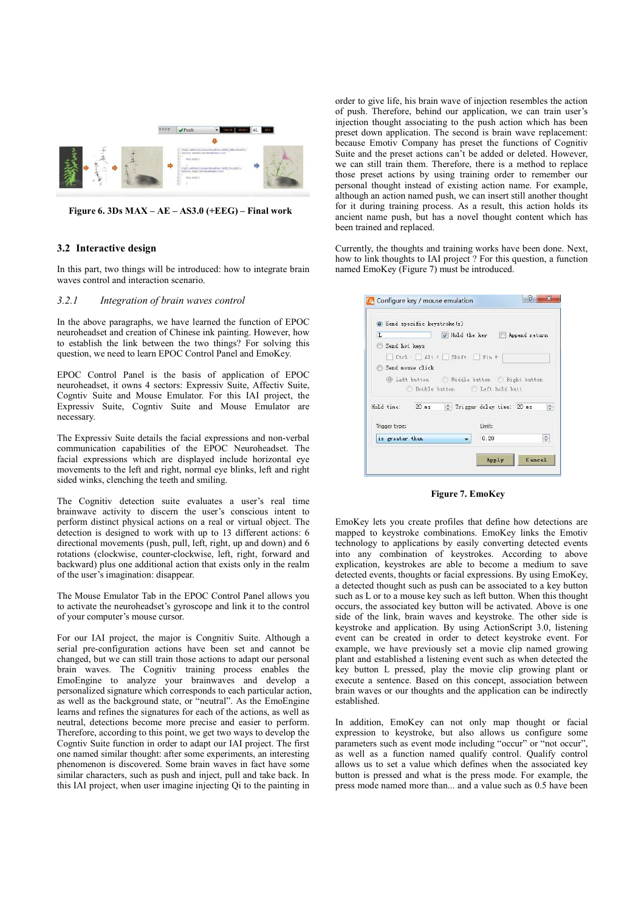Figure 6. 3Ds MAX – AE – AS3.0 (+EEG) – Final work

### 3.2 Interactive design

In this part, two things will be introduced: how to integrate brain waves control and interaction scenario.

#### *3.2.1 Integration of brain waves control*

In the above paragraphs, we have learned the function of EPOC neuroheadset and creation of Chinese ink painting. However, how to establish the link between the two things? For solving this question, we need to learn EPOC Control Panel and EmoKey.

EPOC Control Panel is the basis of application of EPOC neuroheadset, it owns 4 sectors: Expressiv Suite, Affectiv Suite, Cogntiv Suite and Mouse Emulator. For this IAI project, the Expressiv Suite, Cogntiv Suite and Mouse Emulator are necessary.

The Expressiv Suite details the facial expressions and non-verbal communication capabilities of the EPOC Neuroheadset. The facial expressions which are displayed include horizontal eye movements to the left and right, normal eye blinks, left and right sided winks, clenching the teeth and smiling.

The Cognitiv detection suite evaluates a user's real time brainwave activity to discern the user's conscious intent to perform distinct physical actions on a real or virtual object. The detection is designed to work with up to 13 different actions: 6 directional movements (push, pull, left, right, up and down) and 6 rotations (clockwise, counter-clockwise, left, right, forward and backward) plus one additional action that exists only in the realm of the user's imagination: disappear.

The Mouse Emulator Tab in the EPOC Control Panel allows you to activate the neuroheadset's gyroscope and link it to the control of your computer's mouse cursor.

For our IAI project, the major is Congnitiv Suite. Although a serial pre-configuration actions have been set and cannot be changed, but we can still train those actions to adapt our personal brain waves. The Cognitiv training process enables the EmoEngine to analyze your brainwaves and develop a personalized signature which corresponds to each particular action, as well as the background state, or "neutral". As the EmoEngine learns and refines the signatures for each of the actions, as well as neutral, detections become more precise and easier to perform. Therefore, according to this point, we get two ways to develop the Cogntiv Suite function in order to adapt our IAI project. The first one named similar thought: after some experiments, an interesting phenomenon is discovered. Some brain waves in fact have some similar characters, such as push and inject, pull and take back. In this IAI project, when user imagine injecting Qi to the painting in order to give life, his brain wave of injection resembles the action of push. Therefore, behind our application, we can train user's injection thought associating to the push action which has been preset down application. The second is brain wave replacement: because Emotiv Company has preset the functions of Cognitiv Suite and the preset actions can't be added or deleted. However, we can still train them. Therefore, there is a method to replace those preset actions by using training order to remember our personal thought instead of existing action name. For example, although an action named push, we can insert still another thought for it during training process. As a result, this action holds its ancient name push, but has a novel thought content which has been trained and replaced.

Currently, the thoughts and training works have been done. Next, how to link thoughts to IAI project ? For this question, a function named EmoKey (Figure 7) must be introduced.

Figure 7. EmoKey

EmoKey lets you create profiles that define how detections are mapped to keystroke combinations. EmoKey links the Emotiv technology to applications by easily converting detected events into any combination of keystrokes. According to above explication, keystrokes are able to become a medium to save detected events, thoughts or facial expressions. By using EmoKey, a detected thought such as push can be associated to a key button such as L or to a mouse key such as left button. When this thought occurs, the associated key button will be activated. Above is one side of the link, brain waves and keystroke. The other side is keystroke and application. By using ActionScript 3.0, listening event can be created in order to detect keystroke event. For example, we have previously set a movie clip named growing plant and established a listening event such as when detected the key button L pressed, play the movie clip growing plant or execute a sentence. Based on this concept, association between brain waves or our thoughts and the application can be indirectly established.

In addition, EmoKey can not only map thought or facial expression to keystroke, but also allows us configure some parameters such as event mode including "occur" or "not occur", as well as a function named qualify control. Qualify control allows us to set a value which defines when the associated key button is pressed and what is the press mode. For example, the press mode named more than... and a value such as 0.5 have been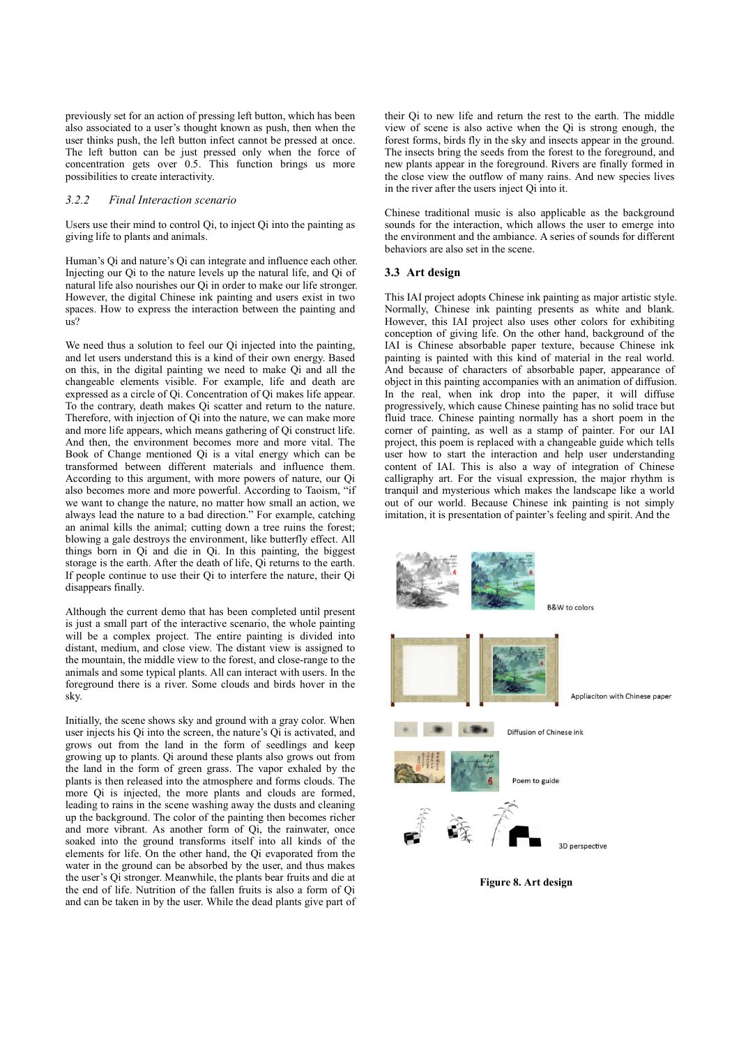previously set for an action of pressing left button, which has been also associated to a user's thought known as push, then when the user thinks push, the left button infect cannot be pressed at once. The left button can be just pressed only when the force of concentration gets over 0.5. This function brings us more possibilities to create interactivity.

### 3.2.2 Final Interaction scenario

Users use their mind to control Qi, to inject Qi into the painting as giving life to plants and animals.

Human's Qi and nature's Qi can integrate and influence each other. Injecting our Qi to the nature levels up the natural life, and Qi of natural life also nourishes our Qi in order to make our life stronger. However, the digital Chinese ink painting and users exist in two spaces. How to express the interaction between the painting and us?

We need thus a solution to feel our Qi injected into the painting, and let users understand this is a kind of their own energy. Based on this, in the digital painting we need to make Qi and all the changeable elements visible. For example, life and death are expressed as a circle of Qi. Concentration of Qi makes life appear. To the contrary, death makes Qi scatter and return to the nature. Therefore, with injection of Qi into the nature, we can make more and more life appears, which means gathering of Qi construct life. And then, the environment becomes more and more vital. The Book of Change mentioned Qi is a vital energy which can be transformed between different materials and influence them. According to this argument, with more powers of nature, our Qi also becomes more and more powerful. According to Taoism, "if we want to change the nature, no matter how small an action, we always lead the nature to a bad direction." For example, catching an animal kills the animal; cutting down a tree ruins the forest; blowing a gale destroys the environment, like butterfly effect. All things born in Qi and die in Qi. In this painting, the biggest storage is the earth. After the death of life, Qi returns to the earth. If people continue to use their Qi to interfere the nature, their Qi disappears finally.

Although the current demo that has been completed until present is just a small part of the interactive scenario, the whole painting will be a complex project. The entire painting is divided into distant, medium, and close view. The distant view is assigned to the mountain, the middle view to the forest, and close-range to the animals and some typical plants. All can interact with users. In the foreground there is a river. Some clouds and birds hover in the sky.

Initially, the scene shows sky and ground with a gray color. When user injects his Qi into the screen, the nature's Qi is activated, and grows out from the land in the form of seedlings and keep growing up to plants. Qi around these plants also grows out from the land in the form of green grass. The vapor exhaled by the plants is then released into the atmosphere and forms clouds. The more Qi is injected, the more plants and clouds are formed, leading to rains in the scene washing away the dusts and cleaning up the background. The color of the painting then becomes richer and more vibrant. As another form of Qi, the rainwater, once soaked into the ground transforms itself into all kinds of the elements for life. On the other hand, the Qi evaporated from the water in the ground can be absorbed by the user, and thus makes the user's Qi stronger. Meanwhile, the plants bear fruits and die at the end of life. Nutrition of the fallen fruits is also a form of Qi and can be taken in by the user. While the dead plants give part of their Qi to new life and return the rest to the earth. The middle view of scene is also active when the Qi is strong enough, the forest forms, birds fly in the sky and insects appear in the ground. The insects bring the seeds from the forest to the foreground, and new plants appear in the foreground. Rivers are finally formed in the close view the outflow of many rains. And new species lives in the river after the users inject Qi into it.

Chinese traditional music is also applicable as the background sounds for the interaction, which allows the user to emerge into the environment and the ambiance. A series of sounds for different behaviors are also set in the scene.

## 3.3 Art design

This IAI project adopts Chinese ink painting as major artistic style. Normally, Chinese ink painting presents as white and blank. However, this IAI project also uses other colors for exhibiting conception of giving life. On the other hand, background of the IAI is Chinese absorbable paper texture, because Chinese ink painting is painted with this kind of material in the real world. And because of characters of absorbable paper, appearance of object in this painting accompanies with an animation of diffusion. In the real, when ink drop into the paper, it will diffuse progressively, which cause Chinese painting has no solid trace but fluid trace. Chinese painting normally has a short poem in the corner of painting, as well as a stamp of painter. For our IAI project, this poem is replaced with a changeable guide which tells user how to start the interaction and help user understanding content of IAI. This is also a way of integration of Chinese calligraphy art. For the visual expression, the major rhythm is tranquil and mysterious which makes the landscape like a world out of our world. Because Chinese ink painting is not simply imitation, it is presentation of painter's feeling and spirit. And the

B&W to colors

Appliciton with Chinese paper

Diffusion of Chinese ink

Poem to guide

3D perspective

**Figure 8. Art design**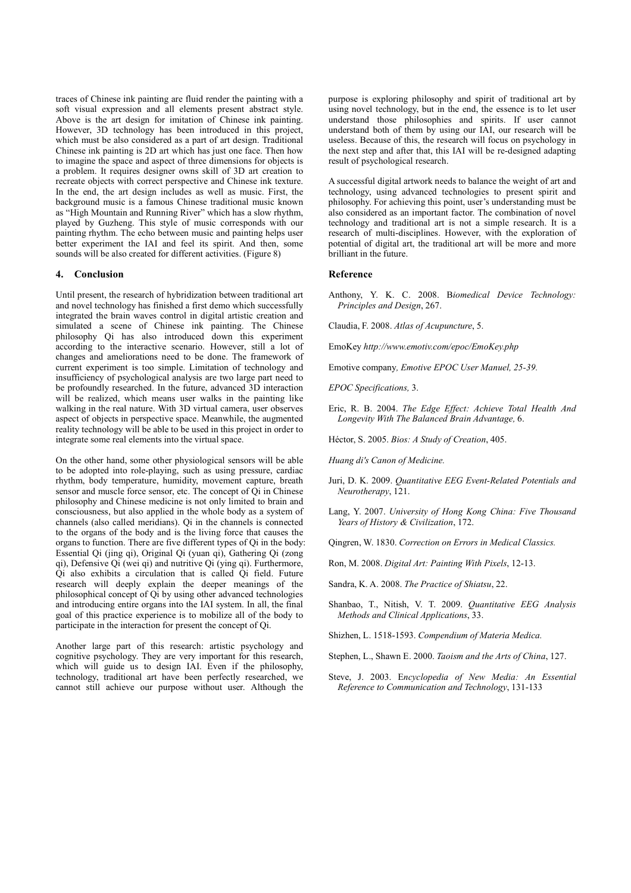traces of Chinese ink painting are fluid render the painting with a soft visual expression and all elements present abstract style. Above is the art design for imitation of Chinese ink painting. However, 3D technology has been introduced in this project, which must be also considered as a part of art design. Traditional Chinese ink painting is 2D art which has just one face. Then how to imagine the space and aspect of three dimensions for objects is a problem. It requires designer owns skill of 3D art creation to recreate objects with correct perspective and Chinese ink texture. In the end, the art design includes as well as music. First, the background music is a famous Chinese traditional music known as "High Mountain and Running River" which has a slow rhythm, played by Guzheng. This style of music corresponds with our painting rhythm. The echo between music and painting helps user better experiment the IAI and feel its spirit. And then, some sounds will be also created for different activities. (Figure 8)

## 4. Conclusion

Until present, the research of hybridization between traditional art and novel technology has finished a first demo which successfully integrated the brain waves control in digital artistic creation and simulated a scene of Chinese ink painting. The Chinese philosophy Qi has also introduced down this experiment according to the interactive scenario. However, still a lot of changes and ameliorations need to be done. The framework of current experiment is too simple. Limitation of technology and insufficiency of psychological analysis are two large part need to be profoundly researched. In the future, advanced 3D interaction will be realized, which means user walks in the painting like walking in the real nature. With 3D virtual camera, user observes aspect of objects in perspective space. Meanwhile, the augmented reality technology will be able to be used in this project in order to integrate some real elements into the virtual space.

On the other hand, some other physiological sensors will be able to be adopted into role-playing, such as using pressure, cardiac rhythm, body temperature, humidity, movement capture, breath sensor and muscle force sensor, etc. The concept of Qi in Chinese philosophy and Chinese medicine is not only limited to brain and consciousness, but also applied in the whole body as a system of channels (also called meridians). Qi in the channels is connected to the organs of the body and is the living force that causes the organs to function. There are five different types of Qi in the body: Essential Qi (jing qi), Original Qi (yuan qi), Gathering Qi (zong qi), Defensive Qi (wei qi) and nutritive Qi (ying qi). Furthermore, Qi also exhibits a circulation that is called Qi field. Future research will deeply explain the deeper meanings of the philosophical concept of Qi by using other advanced technologies and introducing entire organs into the IAI system. In all, the final goal of this practice experience is to mobilize all of the body to participate in the interaction for present the concept of Qi.

Another large part of this research: artistic psychology and cognitive psychology. They are very important for this research, which will guide us to design IAI. Even if the philosophy, technology, traditional art have been perfectly researched, we cannot still achieve our purpose without user. Although the purpose is exploring philosophy and spirit of traditional art by using novel technology, but in the end, the essence is to let user understand those philosophies and spirits. If user cannot understand both of them by using our IAI, our research will be useless. Because of this, the research will focus on psychology in the next step and after that, this IAI will be re-designed adapting result of psychological research.

A successful digital artwork needs to balance the weight of art and technology, using advanced technologies to present spirit and philosophy. For achieving this point, user's understanding must be also considered as an important factor. The combination of novel technology and traditional art is not a simple research. It is a research of multi-disciplines. However, with the exploration of potential of digital art, the traditional art will be more and more brilliant in the future.

## Reference

Anthony, Y. K. C. 2008. B*iomedical Device Technology: Principles and Design*, 267.

Claudia, F. 2008. *Atlas of Acupuncture*, 5.

EmoKey *http://www.emotiv.com/epoc/EmoKey.php*

Emotive company*, Emotive EPOC User Manuel, 25-39.*

*EPOC Specifications,* 3.

Eric, R. B. 2004. *The Edge Effect: Achieve Total Health And Longevity With The Balanced Brain Advantage,* 6.

Héctor, S. 2005. *Bios: A Study of Creation*, 405.

*Huang di's Canon of Medicine.*

Juri, D. K. 2009. *Quantitative EEG Event-Related Potentials and Neurotherapy*, 121.

Lang, Y. 2007. *University of Hong Kong China: Five Thousand Years of History & Civilization*, 172.

Qingren, W. 1830. *Correction on Errors in Medical Classics.*

Ron, M. 2008. *Digital Art: Painting With Pixels*, 12-13.

Sandra, K. A. 2008. *The Practice of Shiatsu*, 22.

Shanbao, T., Nitish, V. T. 2009. *Quantitative EEG Analysis Methods and Clinical Applications*, 33.

Shizhen, L. 1518-1593. *Compendium of Materia Medica.*

Stephen, L., Shawn E. 2000. *Taoism and the Arts of China*, 127.

Steve, J. 2003. E*ncyclopedia of New Media: An Essential Reference to Communication and Technology*, 131-133